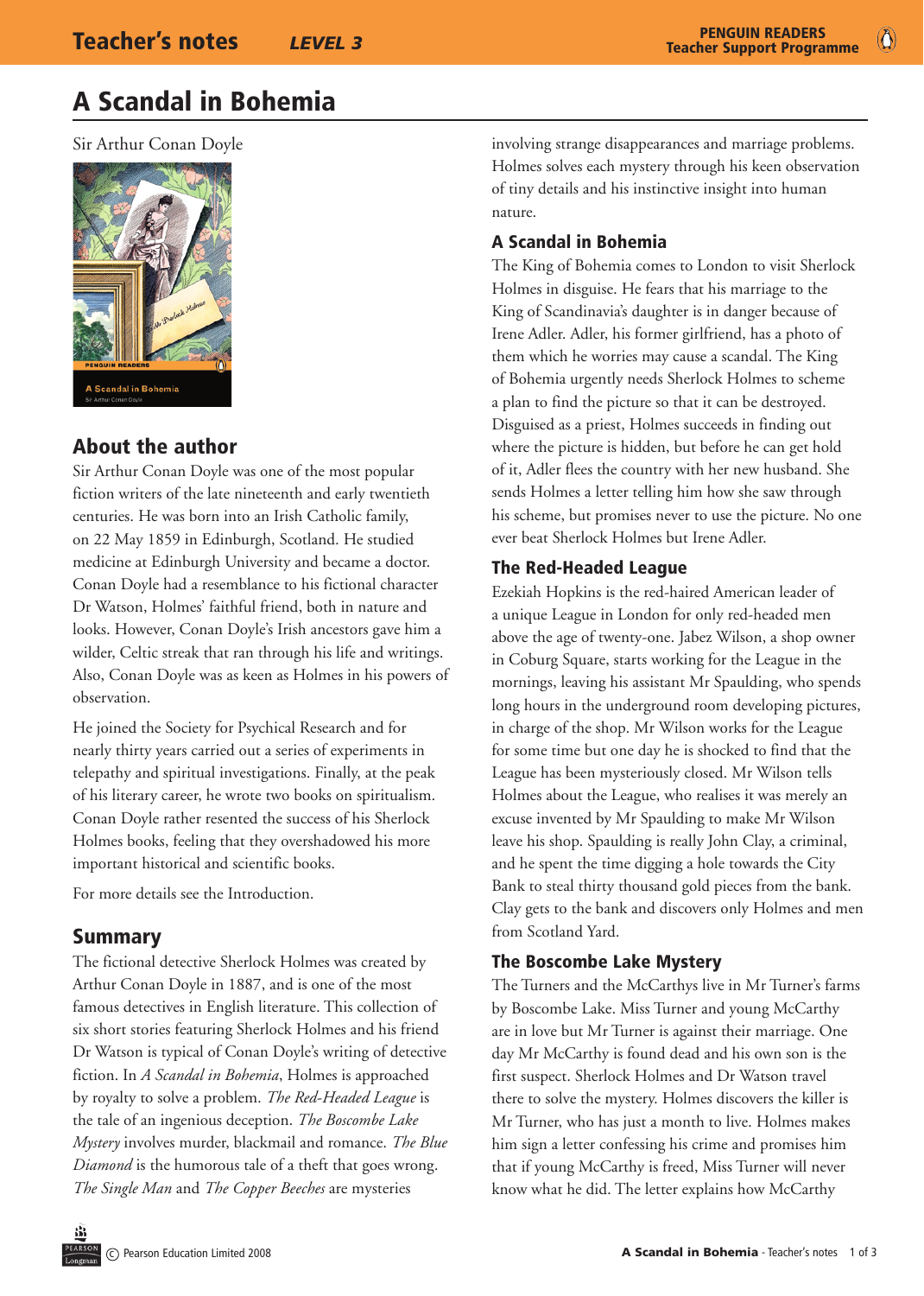# A Scandal in Bohemia

Sir Arthur Conan Doyle

## About the author

Sir Arthur Conan Doyle was one of the most popular fiction writers of the late nineteenth and early twentieth centuries. He was born into an Irish Catholic family, on 22 May 1859 in Edinburgh, Scotland. He studied medicine at Edinburgh University and became a doctor. Conan Doyle had a resemblance to his fictional character Dr Watson, Holmes' faithful friend, both in nature and looks. However, Conan Doyle's Irish ancestors gave him a wilder, Celtic streak that ran through his life and writings. Also, Conan Doyle was as keen as Holmes in his powers of observation.

He joined the Society for Psychical Research and for nearly thirty years carried out a series of experiments in telepathy and spiritual investigations. Finally, at the peak of his literary career, he wrote two books on spiritualism. Conan Doyle rather resented the success of his Sherlock Holmes books, feeling that they overshadowed his more important historical and scientific books.

For more details see the Introduction.

## Summary

The fictional detective Sherlock Holmes was created by Arthur Conan Doyle in 1887, and is one of the most famous detectives in English literature. This collection of six short stories featuring Sherlock Holmes and his friend Dr Watson is typical of Conan Doyle's writing of detective fiction. In *A Scandal in Bohemia*, Holmes is approached by royalty to solve a problem. *The Red-Headed League* is the tale of an ingenious deception. *The Boscombe Lake Mystery* involves murder, blackmail and romance. *The Blue Diamond* is the humorous tale of a theft that goes wrong. *The Single Man* and *The Copper Beeches* are mysteries involving strange disappearances and marriage problems. Holmes solves each mystery through his keen observation of tiny details and his instinctive insight into human nature.

### A Scandal in Bohemia

The King of Bohemia comes to London to visit Sherlock Holmes in disguise. He fears that his marriage to the King of Scandinavia's daughter is in danger because of Irene Adler. Adler, his former girlfriend, has a photo of them which he worries may cause a scandal. The King of Bohemia urgently needs Sherlock Holmes to scheme a plan to find the picture so that it can be destroyed. Disguised as a priest, Holmes succeeds in finding out where the picture is hidden, but before he can get hold of it, Adler flees the country with her new husband. She sends Holmes a letter telling him how she saw through his scheme, but promises never to use the picture. No one ever beat Sherlock Holmes but Irene Adler.

### The Red-Headed League

Ezekiah Hopkins is the red-haired American leader of a unique League in London for only red-headed men above the age of twenty-one. Jabez Wilson, a shop owner in Coburg Square, starts working for the League in the mornings, leaving his assistant Mr Spaulding, who spends long hours in the underground room developing pictures, in charge of the shop. Mr Wilson works for the League for some time but one day he is shocked to find that the League has been mysteriously closed. Mr Wilson tells Holmes about the League, who realises it was merely an excuse invented by Mr Spaulding to make Mr Wilson leave his shop. Spaulding is really John Clay, a criminal, and he spent the time digging a hole towards the City Bank to steal thirty thousand gold pieces from the bank. Clay gets to the bank and discovers only Holmes and men from Scotland Yard.

### The Boscombe Lake Mystery

The Turners and the McCarthys live in Mr Turner's farms by Boscombe Lake. Miss Turner and young McCarthy are in love but Mr Turner is against their marriage. One day Mr McCarthy is found dead and his own son is the first suspect. Sherlock Holmes and Dr Watson travel there to solve the mystery. Holmes discovers the killer is Mr Turner, who has just a month to live. Holmes makes him sign a letter confessing his crime and promises him that if young McCarthy is freed, Miss Turner will never know what he did. The letter explains how McCarthy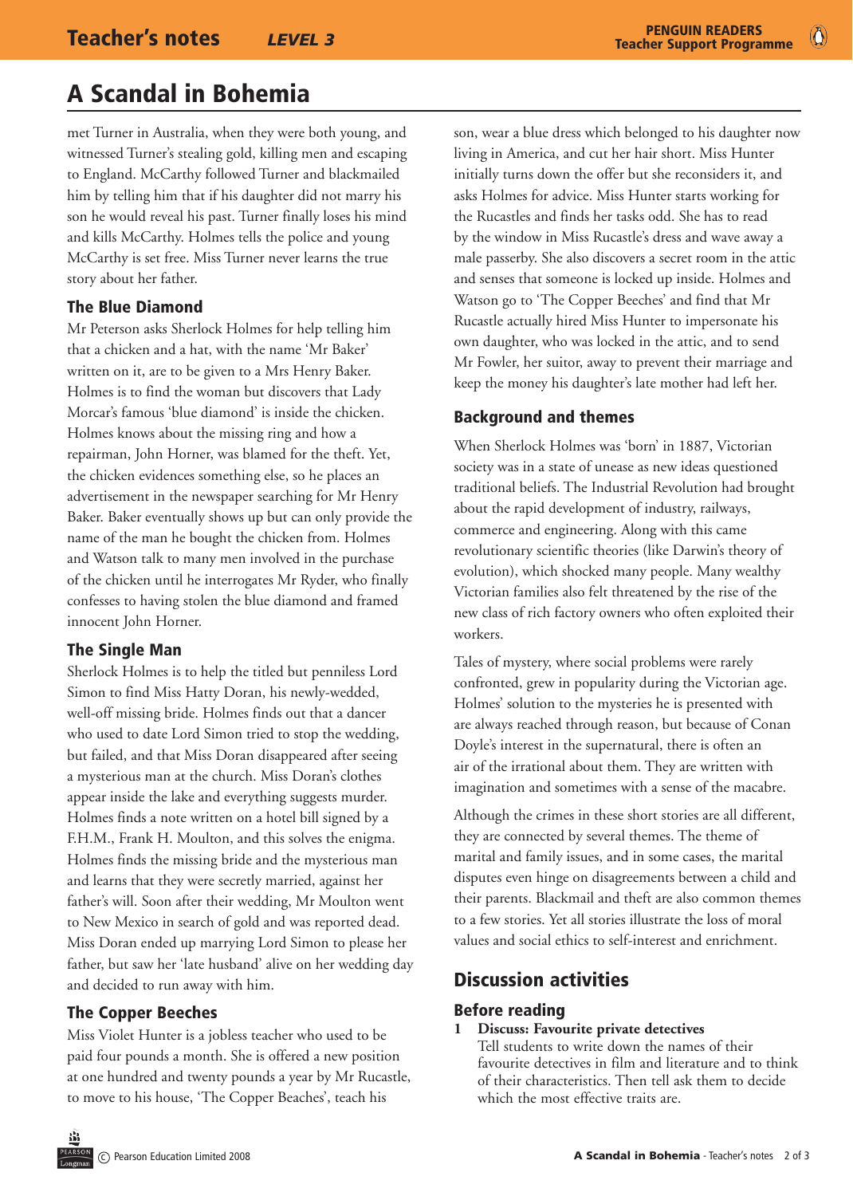# A Scandal in Bohemia

met Turner in Australia, when they were both young, and witnessed Turner's stealing gold, killing men and escaping to England. McCarthy followed Turner and blackmailed him by telling him that if his daughter did not marry his son he would reveal his past. Turner finally loses his mind and kills McCarthy. Holmes tells the police and young McCarthy is set free. Miss Turner never learns the true story about her father.

### The Blue Diamond

Mr Peterson asks Sherlock Holmes for help telling him that a chicken and a hat, with the name 'Mr Baker' written on it, are to be given to a Mrs Henry Baker. Holmes is to find the woman but discovers that Lady Morcar's famous 'blue diamond' is inside the chicken. Holmes knows about the missing ring and how a repairman, John Horner, was blamed for the theft. Yet, the chicken evidences something else, so he places an advertisement in the newspaper searching for Mr Henry Baker. Baker eventually shows up but can only provide the name of the man he bought the chicken from. Holmes and Watson talk to many men involved in the purchase of the chicken until he interrogates Mr Ryder, who finally confesses to having stolen the blue diamond and framed innocent John Horner.

### The Single Man

Sherlock Holmes is to help the titled but penniless Lord Simon to find Miss Hatty Doran, his newly-wedded, well-off missing bride. Holmes finds out that a dancer who used to date Lord Simon tried to stop the wedding, but failed, and that Miss Doran disappeared after seeing a mysterious man at the church. Miss Doran's clothes appear inside the lake and everything suggests murder. Holmes finds a note written on a hotel bill signed by a F.H.M., Frank H. Moulton, and this solves the enigma. Holmes finds the missing bride and the mysterious man and learns that they were secretly married, against her father's will. Soon after their wedding, Mr Moulton went to New Mexico in search of gold and was reported dead. Miss Doran ended up marrying Lord Simon to please her father, but saw her 'late husband' alive on her wedding day and decided to run away with him.

### The Copper Beeches

Miss Violet Hunter is a jobless teacher who used to be paid four pounds a month. She is offered a new position at one hundred and twenty pounds a year by Mr Rucastle, to move to his house, 'The Copper Beeches', teach his son, wear a blue dress which belonged to his daughter now living in America, and cut her hair short. Miss Hunter initially turns down the offer but she reconsiders it, and asks Holmes for advice. Miss Hunter starts working for the Rucastles and finds her tasks odd. She has to read by the window in Miss Rucastle's dress and wave away a male passerby. She also discovers a secret room in the attic and senses that someone is locked up inside. Holmes and Watson go to 'The Copper Beeches' and find that Mr Rucastle actually hired Miss Hunter to impersonate his own daughter, who was locked in the attic, and to send Mr Fowler, her suitor, away to prevent their marriage and keep the money his daughter's late mother had left her.

### Background and themes

When Sherlock Holmes was 'born' in 1887, Victorian society was in a state of unease as new ideas questioned traditional beliefs. The Industrial Revolution had brought about the rapid development of industry, railways, commerce and engineering. Along with this came revolutionary scientific theories (like Darwin's theory of evolution), which shocked many people. Many wealthy Victorian families also felt threatened by the rise of the new class of rich factory owners who often exploited their workers.

Tales of mystery, where social problems were rarely confronted, grew in popularity during the Victorian age. Holmes' solution to the mysteries he is presented with are always reached through reason, but because of Conan Doyle's interest in the supernatural, there is often an air of the irrational about them. They are written with imagination and sometimes with a sense of the macabre.

Although the crimes in these short stories are all different, they are connected by several themes. The theme of marital and family issues, and in some cases, the marital disputes even hinge on disagreements between a child and their parents. Blackmail and theft are also common themes to a few stories. Yet all stories illustrate the loss of moral values and social ethics to self-interest and enrichment.

## Discussion activities

### Before reading

1 **Discuss: Favourite private detectives**
Tell students to write down the names of their favourite detectives in film and literature and to think of their characteristics. Then tell ask them to decide which the most effective traits are.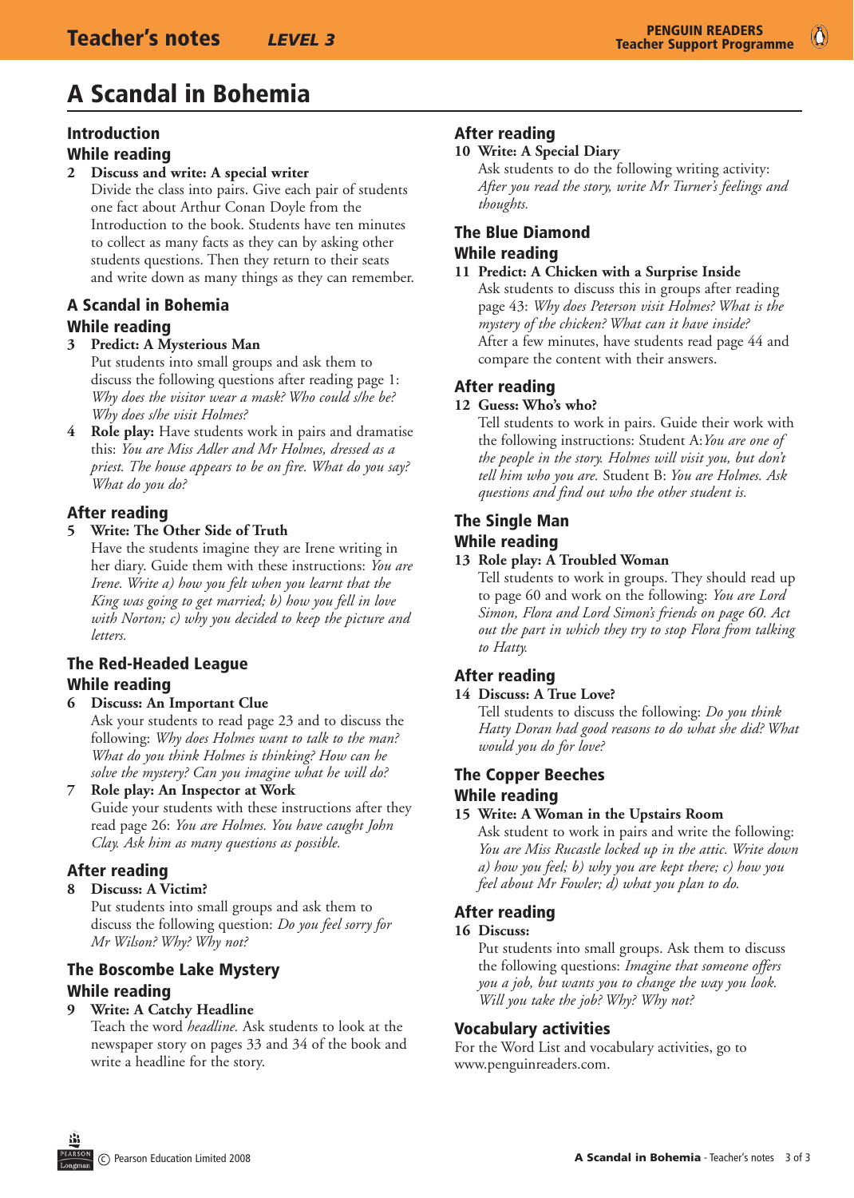# A Scandal in Bohemia

## Introduction

### While reading

**2 Discuss and write: A special writer**
Divide the class into pairs. Give each pair of students one fact about Arthur Conan Doyle from the Introduction to the book. Students have ten minutes to collect as many facts as they can by asking other students questions. Then they return to their seats and write down as many things as they can remember.

## A Scandal in Bohemia

### While reading

**3 Predict: A Mysterious Man**
Put students into small groups and ask them to discuss the following questions after reading page 1: *Why does the visitor wear a mask? Who could s/he be? Why does s/he visit Holmes?*

**4 Role play:** Have students work in pairs and dramatise this: *You are Miss Adler and Mr Holmes, dressed as a priest. The house appears to be on fire. What do you say? What do you do?*

### After reading

**5 Write: The Other Side of Truth**
Have the students imagine they are Irene writing in her diary. Guide them with these instructions: *You are Irene. Write a) how you felt when you learnt that the King was going to get married; b) how you fell in love with Norton; c) why you decided to keep the picture and letters.*

## The Red-Headed League

### While reading

**6 Discuss: An Important Clue**
Ask your students to read page 23 and to discuss the following: *Why does Holmes want to talk to the man? What do you think Holmes is thinking? How can he solve the mystery? Can you imagine what he will do?*

**7 Role play: An Inspector at Work**
Guide your students with these instructions after they read page 26: *You are Holmes. You have caught John Clay. Ask him as many questions as possible.*

### After reading

**8 Discuss: A Victim?**
Put students into small groups and ask them to discuss the following question: *Do you feel sorry for Mr Wilson? Why? Why not?*

## The Boscombe Lake Mystery

### While reading

**9 Write: A Catchy Headline**
Teach the word *headline.* Ask students to look at the newspaper story on pages 33 and 34 of the book and write a headline for the story.

### After reading

**10 Write: A Special Diary**
Ask students to do the following writing activity: *After you read the story, write Mr Turner's feelings and thoughts.*

## The Blue Diamond

### While reading

**11 Predict: A Chicken with a Surprise Inside**
Ask students to discuss this in groups after reading page 43: *Why does Peterson visit Holmes? What is the mystery of the chicken? What can it have inside?* After a few minutes, have students read page 44 and compare the content with their answers.

### After reading

**12 Guess: Who's who?**
Tell students to work in pairs. Guide their work with the following instructions: Student A: *You are one of the people in the story. Holmes will visit you, but don't tell him who you are.* Student B: *You are Holmes. Ask questions and find out who the other student is.*

## The Single Man

### While reading

**13 Role play: A Troubled Woman**
Tell students to work in groups. They should read up to page 60 and work on the following: *You are Lord Simon, Flora and Lord Simon's friends on page 60. Act out the part in which they try to stop Flora from talking to Hatty.*

### After reading

**14 Discuss: A True Love?**
Tell students to discuss the following: *Do you think Hatty Doran had good reasons to do what she did? What would you do for love?*

## The Copper Beeches

### While reading

**15 Write: A Woman in the Upstairs Room**
Ask students to work in pairs and write the following: *You are Miss Rucastle locked up in the attic. Write down a) how you feel; b) why you are kept there; c) how you feel about Mr Fowler; d) what you plan to do.*

### After reading

**16 Discuss:**
Put students into small groups. Ask them to discuss the following questions: *Imagine that someone offers you a job, but wants you to change the way you look. Will you take the job? Why? Why not?*

## Vocabulary activities

For the Word List and vocabulary activities, go to www.penguinreaders.com.

© Pearson Education Limited 2008